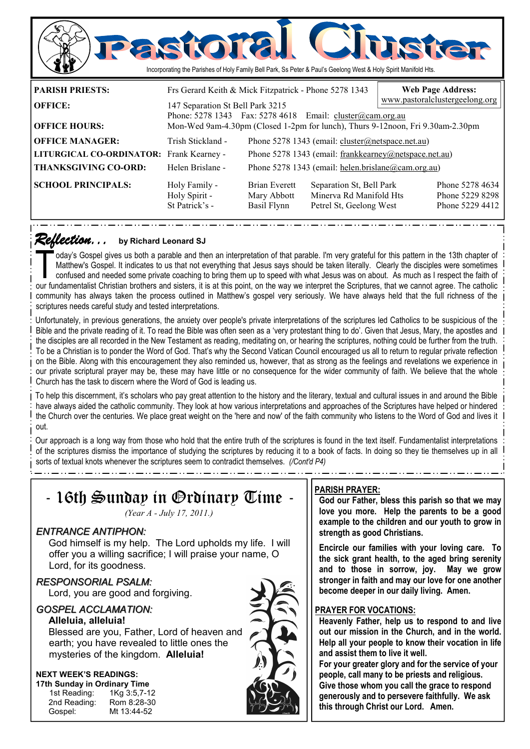# Pastoral Cluster

Incorporating the Parishes of Holy Family Bell Park, Ss Peter & Paul's Geelong West & Holy Spirit Manifold Hts.

| | | | | |
|---|---|---|---|---|
| **PARISH PRIESTS:** | Frs Gerard Keith & Mick Fitzpatrick - Phone 5278 1343 | | | **Web Page Address:** www.pastoralclustergeelong.org |
| **OFFICE:** | 147 Separation St Bell Park 3215 Phone: 5278 1343 Fax: 5278 4618 Email: cluster@cam.org.au | | | |
| **OFFICE HOURS:** | Mon-Wed 9am-4.30pm (Closed 1-2pm for lunch), Thurs 9-12noon, Fri 9.30am-2.30pm | | | |
| **OFFICE MANAGER:** | Trish Stickland - | Phone 5278 1343 (email: cluster@netspace.net.au) | | |
| **LITURGICAL CO-ORDINATOR:** | Frank Kearney - | Phone 5278 1343 (email: frankkearney@netspace.net.au) | | |
| **THANKSGIVING CO-ORD:** | Helen Brislane - | Phone 5278 1343 (email: helen.brislane@cam.org.au) | | |
| **SCHOOL PRINCIPALS:** | Holy Family - | Brian Everett | Separation St, Bell Park | Phone 5278 4634 |
| | Holy Spirit - | Mary Abbott | Minerva Rd Manifold Hts | Phone 5229 8298 |
| | St Patrick's - | Basil Flynn | Petrel St, Geelong West | Phone 5229 4412 |

## *Reflection. . .* by Richard Leonard SJ

Today's Gospel gives us both a parable and then an interpretation of that parable. I'm very grateful for this pattern in the 13th chapter of Matthew's Gospel. It indicates to us that not everything that Jesus says should be taken literally. Clearly the disciples were sometimes confused and needed some private coaching to bring them up to speed with what Jesus was on about. As much as I respect the faith of our fundamentalist Christian brothers and sisters, it is at this point, on the way we interpret the Scriptures, that we cannot agree. The catholic community has always taken the process outlined in Matthew's gospel very seriously. We have always held that the full richness of the scriptures needs careful study and tested interpretations.

Unfortunately, in previous generations, the anxiety over people's private interpretations of the scriptures led Catholics to be suspicious of the Bible and the private reading of it. To read the Bible was often seen as a 'very protestant thing to do'. Given that Jesus, Mary, the apostles and the disciples are all recorded in the New Testament as reading, meditating on, or hearing the scriptures, nothing could be further from the truth. To be a Christian is to ponder the Word of God. That's why the Second Vatican Council encouraged us all to return to regular private reflection on the Bible. Along with this encouragement they also reminded us, however, that as strong as the feelings and revelations we experience in our private scriptural prayer may be, these may have little or no consequence for the wider community of faith. We believe that the whole Church has the task to discern where the Word of God is leading us.

To help this discernment, it's scholars who pay great attention to the history and the literary, textual and cultural issues in and around the Bible have always aided the catholic community. They look at how various interpretations and approaches of the Scriptures have helped or hindered the Church over the centuries. We place great weight on the 'here and now' of the faith community who listens to the Word of God and lives it out.

Our approach is a long way from those who hold that the entire truth of the scriptures is found in the text itself. Fundamentalist interpretations of the scriptures dismiss the importance of studying the scriptures by reducing it to a book of facts. In doing so they tie themselves up in all sorts of textual knots whenever the scriptures seem to contradict themselves. *(/Cont'd P4)*

## - 16th Sunday in Ordinary Time -

*(Year A - July 17, 2011.)*

*ENTRANCE ANTIPHON:*

God himself is my help. The Lord upholds my life. I will offer you a willing sacrifice; I will praise your name, O Lord, for its goodness.

*RESPONSORIAL PSALM:*

Lord, you are good and forgiving.

*GOSPEL ACCLAMATION:*

**Alleluia, alleluia!**
Blessed are you, Father, Lord of heaven and earth; you have revealed to little ones the mysteries of the kingdom. **Alleluia!**

**NEXT WEEK'S READINGS:**
**17th Sunday in Ordinary Time**

| | |
|---|---|
| 1st Reading: | 1Kg 3:5,7-12 |
| 2nd Reading: | Rom 8:28-30 |
| Gospel: | Mt 13:44-52 |

**PARISH PRAYER:**

**God our Father, bless this parish so that we may love you more. Help the parents to be a good example to the children and our youth to grow in strength as good Christians.**

**Encircle our families with your loving care. To the sick grant health, to the aged bring serenity and to those in sorrow, joy. May we grow stronger in faith and may our love for one another become deeper in our daily living. Amen.**

**PRAYER FOR VOCATIONS:**

**Heavenly Father, help us to respond to and live out our mission in the Church, and in the world. Help all your people to know their vocation in life and assist them to live it well.**
**For your greater glory and for the service of your people, call many to be priests and religious. Give those whom you call the grace to respond generously and to persevere faithfully. We ask this through Christ our Lord. Amen.**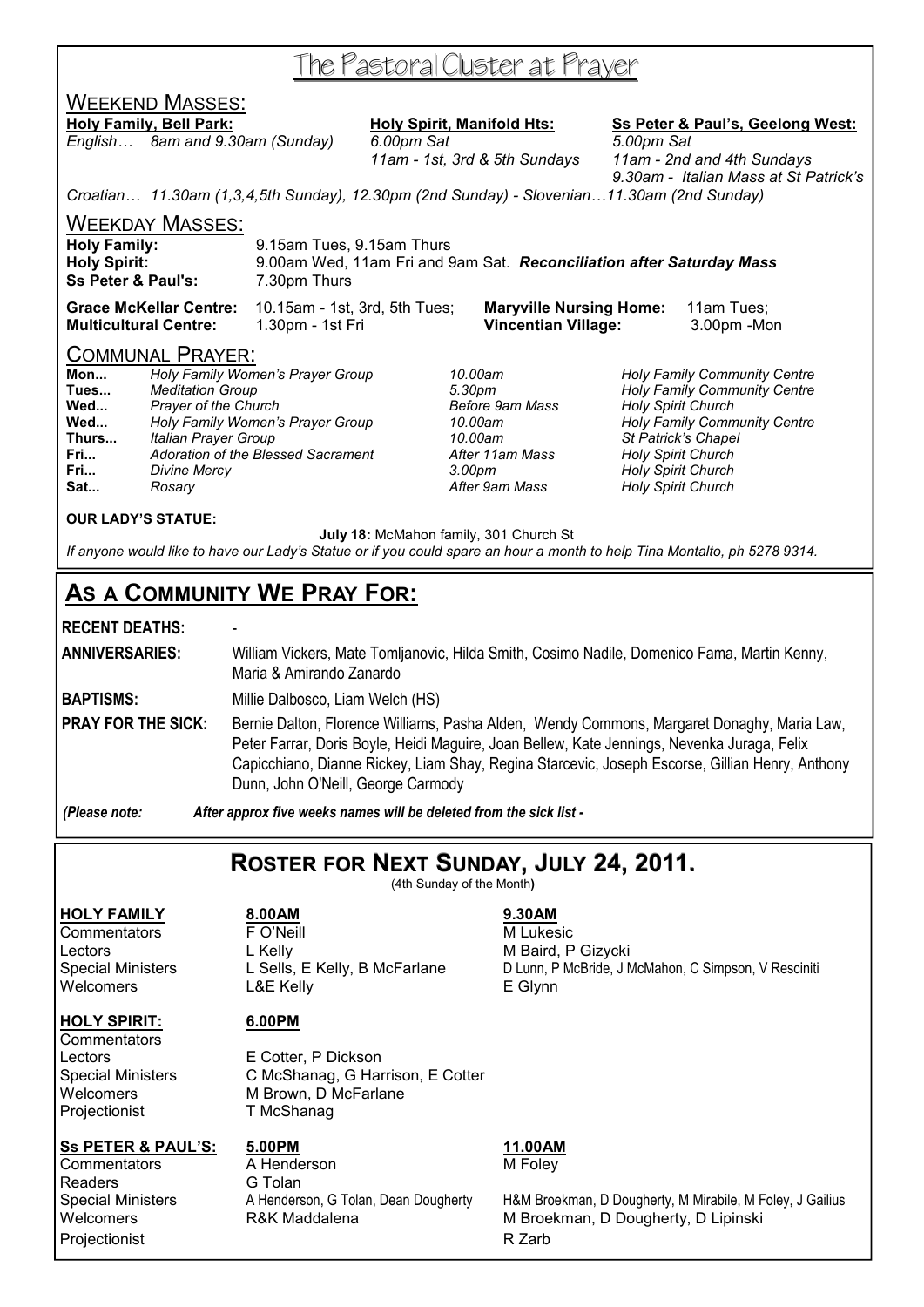# The Pastoral Cluster at Prayer

## Weekend Masses:

**Holy Family, Bell Park:**
*English… 8am and 9.30am (Sunday)*

**Holy Spirit, Manifold Hts:**
*6.00pm Sat*
*11am - 1st, 3rd & 5th Sundays*

**Ss Peter & Paul's, Geelong West:**
*5.00pm Sat*
*11am - 2nd and 4th Sundays*
*9.30am - Italian Mass at St Patrick's*

*Croatian… 11.30am (1,3,4,5th Sunday), 12.30pm (2nd Sunday) - Slovenian…11.30am (2nd Sunday)*

## Weekday Masses:

**Holy Family:** 9.15am Tues, 9.15am Thurs
**Holy Spirit:** 9.00am Wed, 11am Fri and 9am Sat. ***Reconciliation after Saturday Mass***
**Ss Peter & Paul's:** 7.30pm Thurs

**Grace McKellar Centre:** 10.15am - 1st, 3rd, 5th Tues; **Maryville Nursing Home:** 11am Tues;
**Multicultural Centre:** 1.30pm - 1st Fri **Vincentian Village:** 3.00pm -Mon

## Communal Prayer:

| | | | |
|---|---|---|---|
| **Mon...** | *Holy Family Women's Prayer Group* | *10.00am* | *Holy Family Community Centre* |
| **Tues...** | *Meditation Group* | *5.30pm* | *Holy Family Community Centre* |
| **Wed...** | *Prayer of the Church* | *Before 9am Mass* | *Holy Spirit Church* |
| **Wed...** | *Holy Family Women's Prayer Group* | *10.00am* | *Holy Family Community Centre* |
| **Thurs...** | *Italian Prayer Group* | *10.00am* | *St Patrick's Chapel* |
| **Fri...** | *Adoration of the Blessed Sacrament* | *After 11am Mass* | *Holy Spirit Church* |
| **Fri...** | *Divine Mercy* | *3.00pm* | *Holy Spirit Church* |
| **Sat...** | *Rosary* | *After 9am Mass* | *Holy Spirit Church* |

**OUR LADY'S STATUE:**

**July 18:** McMahon family, 301 Church St

*If anyone would like to have our Lady's Statue or if you could spare an hour a month to help Tina Montalto, ph 5278 9314.*

## As a Community We Pray For:

**RECENT DEATHS:** -

**ANNIVERSARIES:** William Vickers, Mate Tomljanovic, Hilda Smith, Cosimo Nadile, Domenico Fama, Martin Kenny, Maria & Amirando Zanardo

**BAPTISMS:** Millie Dalbosco, Liam Welch (HS)

**PRAY FOR THE SICK:** Bernie Dalton, Florence Williams, Pasha Alden, Wendy Commons, Margaret Donaghy, Maria Law, Peter Farrar, Doris Boyle, Heidi Maguire, Joan Bellew, Kate Jennings, Nevenka Juraga, Felix Capicchiano, Dianne Rickey, Liam Shay, Regina Starcevic, Joseph Escorse, Gillian Henry, Anthony Dunn, John O'Neill, George Carmody

*(Please note: After approx five weeks names will be deleted from the sick list -*

## Roster for Next Sunday, July 24, 2011.

(4th Sunday of the Month)

| **HOLY FAMILY** | **8.00AM** | **9.30AM** |
|---|---|---|
| Commentators | F O'Neill | M Lukesic |
| Lectors | L Kelly | M Baird, P Gizycki |
| Special Ministers | L Sells, E Kelly, B McFarlane | D Lunn, P McBride, J McMahon, C Simpson, V Resciniti |
| Welcomers | L&E Kelly | E Glynn |

| **HOLY SPIRIT:** | **6.00PM** |
|---|---|
| Commentators | |
| Lectors | E Cotter, P Dickson |
| Special Ministers | C McShanag, G Harrison, E Cotter |
| Welcomers | M Brown, D McFarlane |
| Projectionist | T McShanag |

| **Ss PETER & PAUL'S:** | **5.00PM** | **11.00AM** |
|---|---|---|
| Commentators | A Henderson | M Foley |
| Readers | G Tolan | |
| Special Ministers | A Henderson, G Tolan, Dean Dougherty | H&M Broekman, D Dougherty, M Mirabile, M Foley, J Gailius |
| Welcomers | R&K Maddalena | M Broekman, D Dougherty, D Lipinski |
| Projectionist | | R Zarb |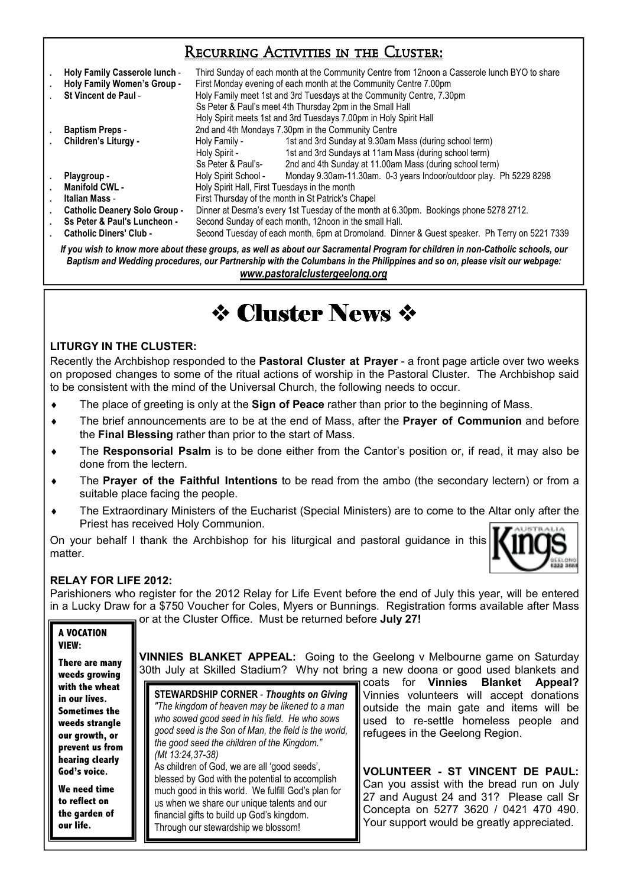## Recurring Activities in the Cluster:

- **Holy Family Casserole lunch** - Third Sunday of each month at the Community Centre from 12noon a Casserole lunch BYO to share
- **Holy Family Women's Group** - First Monday evening of each month at the Community Centre 7.00pm
- **St Vincent de Paul** - Holy Family meet 1st and 3rd Tuesdays at the Community Centre, 7.30pm
  Ss Peter & Paul's meet 4th Thursday 2pm in the Small Hall
  Holy Spirit meets 1st and 3rd Tuesdays 7.00pm in Holy Spirit Hall
- **Baptism Preps** - 2nd and 4th Mondays 7.30pm in the Community Centre
- **Children's Liturgy** - Holy Family - 1st and 3rd Sunday at 9.30am Mass (during school term)
  Holy Spirit - 1st and 3rd Sundays at 11am Mass (during school term)
  Ss Peter & Paul's- 2nd and 4th Sunday at 11.00am Mass (during school term)
- **Playgroup** - Holy Spirit School - Monday 9.30am-11.30am. 0-3 years Indoor/outdoor play. Ph 5229 8298
- **Manifold CWL** - Holy Spirit Hall, First Tuesdays in the month
- **Italian Mass** - First Thursday of the month in St Patrick's Chapel
- **Catholic Deanery Solo Group** - Dinner at Desma's every 1st Tuesday of the month at 6.30pm. Bookings phone 5278 2712.
- **Ss Peter & Paul's Luncheon** - Second Sunday of each month, 12noon in the small Hall.
- **Catholic Diners' Club** - Second Tuesday of each month, 6pm at Dromoland. Dinner & Guest speaker. Ph Terry on 5221 7339

*If you wish to know more about these groups, as well as about our Sacramental Program for children in non-Catholic schools, our Baptism and Wedding procedures, our Partnership with the Columbans in the Philippines and so on, please visit our webpage:* ***www.pastoralclustergeelong.org***

# ❖ Cluster News ❖

### LITURGY IN THE CLUSTER:

Recently the Archbishop responded to the **Pastoral Cluster at Prayer** - a front page article over two weeks on proposed changes to some of the ritual actions of worship in the Pastoral Cluster. The Archbishop said to be consistent with the mind of the Universal Church, the following needs to occur.

- The place of greeting is only at the **Sign of Peace** rather than prior to the beginning of Mass.
- The brief announcements are to be at the end of Mass, after the **Prayer of Communion** and before the **Final Blessing** rather than prior to the start of Mass.
- The **Responsorial Psalm** is to be done either from the Cantor's position or, if read, it may also be done from the lectern.
- The **Prayer of the Faithful Intentions** to be read from the ambo (the secondary lectern) or from a suitable place facing the people.
- The Extraordinary Ministers of the Eucharist (Special Ministers) are to come to the Altar only after the Priest has received Holy Communion.

On your behalf I thank the Archbishop for his liturgical and pastoral guidance in this matter.

### RELAY FOR LIFE 2012:

Parishioners who register for the 2012 Relay for Life Event before the end of July this year, will be entered in a Lucky Draw for a $750 Voucher for Coles, Myers or Bunnings. Registration forms available after Mass or at the Cluster Office. Must be returned before **July 27!**

**A VOCATION VIEW:**

**There are many weeds growing with the wheat in our lives. Sometimes the weeds strangle our growth, or prevent us from hearing clearly God's voice.**

**We need time to reflect on the garden of our life.**

**VINNIES BLANKET APPEAL:** Going to the Geelong v Melbourne game on Saturday 30th July at Skilled Stadium? Why not bring a new doona or good used blankets and coats for **Vinnies Blanket Appeal?** Vinnies volunteers will accept donations outside the main gate and items will be used to re-settle homeless people and refugees in the Geelong Region.

**STEWARDSHIP CORNER** - ***Thoughts on Giving***

*"The kingdom of heaven may be likened to a man who sowed good seed in his field. He who sows good seed is the Son of Man, the field is the world, the good seed the children of the Kingdom." (Mt 13:24,37-38)*

As children of God, we are all 'good seeds', blessed by God with the potential to accomplish much good in this world. We fulfill God's plan for us when we share our unique talents and our financial gifts to build up God's kingdom. Through our stewardship we blossom!

**VOLUNTEER - ST VINCENT DE PAUL:** Can you assist with the bread run on July 27 and August 24 and 31? Please call Sr Concepta on 5277 3620 / 0421 470 490. Your support would be greatly appreciated.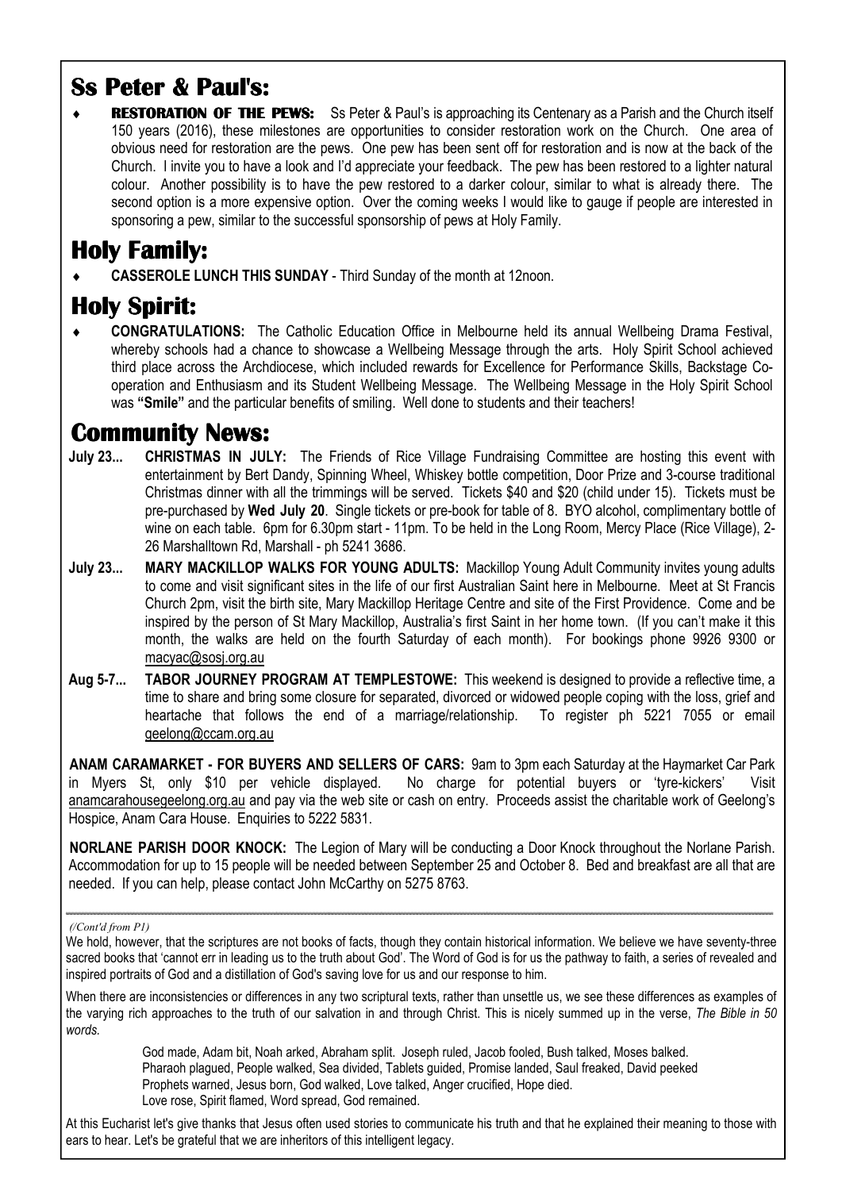## Ss Peter & Paul's:

- **RESTORATION OF THE PEWS:** Ss Peter & Paul's is approaching its Centenary as a Parish and the Church itself 150 years (2016), these milestones are opportunities to consider restoration work on the Church. One area of obvious need for restoration are the pews. One pew has been sent off for restoration and is now at the back of the Church. I invite you to have a look and I'd appreciate your feedback. The pew has been restored to a lighter natural colour. Another possibility is to have the pew restored to a darker colour, similar to what is already there. The second option is a more expensive option. Over the coming weeks I would like to gauge if people are interested in sponsoring a pew, similar to the successful sponsorship of pews at Holy Family.

## Holy Family:

- **CASSEROLE LUNCH THIS SUNDAY** - Third Sunday of the month at 12noon.

## Holy Spirit:

- **CONGRATULATIONS:** The Catholic Education Office in Melbourne held its annual Wellbeing Drama Festival, whereby schools had a chance to showcase a Wellbeing Message through the arts. Holy Spirit School achieved third place across the Archdiocese, which included rewards for Excellence for Performance Skills, Backstage Co-operation and Enthusiasm and its Student Wellbeing Message. The Wellbeing Message in the Holy Spirit School was **"Smile"** and the particular benefits of smiling. Well done to students and their teachers!

## Community News:

**July 23...** **CHRISTMAS IN JULY:** The Friends of Rice Village Fundraising Committee are hosting this event with entertainment by Bert Dandy, Spinning Wheel, Whiskey bottle competition, Door Prize and 3-course traditional Christmas dinner with all the trimmings will be served. Tickets $40 and $20 (child under 15). Tickets must be pre-purchased by **Wed July 20**. Single tickets or pre-book for table of 8. BYO alcohol, complimentary bottle of wine on each table. 6pm for 6.30pm start - 11pm. To be held in the Long Room, Mercy Place (Rice Village), 2-26 Marshalltown Rd, Marshall - ph 5241 3686.

**July 23...** **MARY MACKILLOP WALKS FOR YOUNG ADULTS:** Mackillop Young Adult Community invites young adults to come and visit significant sites in the life of our first Australian Saint here in Melbourne. Meet at St Francis Church 2pm, visit the birth site, Mary Mackillop Heritage Centre and site of the First Providence. Come and be inspired by the person of St Mary Mackillop, Australia's first Saint in her home town. (If you can't make it this month, the walks are held on the fourth Saturday of each month). For bookings phone 9926 9300 or macyac@sosj.org.au

**Aug 5-7...** **TABOR JOURNEY PROGRAM AT TEMPLESTOWE:** This weekend is designed to provide a reflective time, a time to share and bring some closure for separated, divorced or widowed people coping with the loss, grief and heartache that follows the end of a marriage/relationship. To register ph 5221 7055 or email geelong@ccam.org.au

**ANAM CARAMARKET - FOR BUYERS AND SELLERS OF CARS:** 9am to 3pm each Saturday at the Haymarket Car Park in Myers St, only $10 per vehicle displayed. No charge for potential buyers or 'tyre-kickers' Visit anamcarahousegeelong.org.au and pay via the web site or cash on entry. Proceeds assist the charitable work of Geelong's Hospice, Anam Cara House. Enquiries to 5222 5831.

**NORLANE PARISH DOOR KNOCK:** The Legion of Mary will be conducting a Door Knock throughout the Norlane Parish. Accommodation for up to 15 people will be needed between September 25 and October 8. Bed and breakfast are all that are needed. If you can help, please contact John McCarthy on 5275 8763.

---

*(/Cont'd from P1)*

We hold, however, that the scriptures are not books of facts, though they contain historical information. We believe we have seventy-three sacred books that 'cannot err in leading us to the truth about God'. The Word of God is for us the pathway to faith, a series of revealed and inspired portraits of God and a distillation of God's saving love for us and our response to him.

When there are inconsistencies or differences in any two scriptural texts, rather than unsettle us, we see these differences as examples of the varying rich approaches to the truth of our salvation in and through Christ. This is nicely summed up in the verse, *The Bible in 50 words.*

> God made, Adam bit, Noah arked, Abraham split. Joseph ruled, Jacob fooled, Bush talked, Moses balked.
> Pharaoh plagued, People walked, Sea divided, Tablets guided, Promise landed, Saul freaked, David peeked
> Prophets warned, Jesus born, God walked, Love talked, Anger crucified, Hope died.
> Love rose, Spirit flamed, Word spread, God remained.

At this Eucharist let's give thanks that Jesus often used stories to communicate his truth and that he explained their meaning to those with ears to hear. Let's be grateful that we are inheritors of this intelligent legacy.